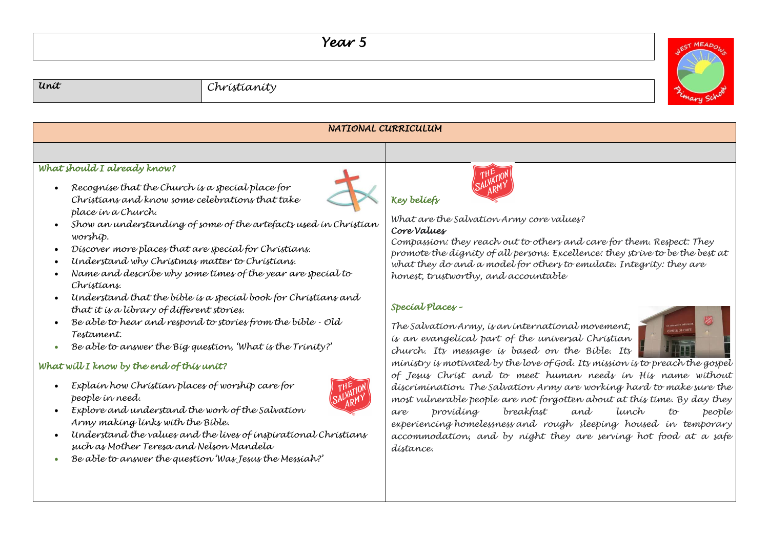# Year 5

| Unit | Christianity |
| --- | --- |

## NATIONAL CURRICULUM

### What should I already know?

- Recognise that the Church is a special place for Christians and know some celebrations that take place in a Church.
- Show an understanding of some of the artefacts used in Christian worship.
- Discover more places that are special for Christians.
- Understand why Christmas matter to Christians.
- Name and describe why some times of the year are special to Christians.
- Understand that the bible is a special book for Christians and that it is a library of different stories.
- Be able to hear and respond to stories from the bible - Old Testament.
- Be able to answer the Big question, 'What is the Trinity?'

### What will I know by the end of this unit?

- Explain how Christian places of worship care for people in need.
- Explore and understand the work of the Salvation Army making links with the Bible.
- Understand the values and the lives of inspirational Christians such as Mother Teresa and Nelson Mandela
- Be able to answer the question 'Was Jesus the Messiah?'

### Key beliefs

What are the Salvation Army core values?

**Core Values**

Compassion: they reach out to others and care for them. Respect: They promote the dignity of all persons. Excellence: they strive to be the best at what they do and a model for others to emulate. Integrity: they are honest, trustworthy, and accountable

### Special Places –

The Salvation Army, is an international movement, is an evangelical part of the universal Christian church. Its message is based on the Bible. Its ministry is motivated by the love of God. Its mission is to preach the gospel of Jesus Christ and to meet human needs in His name without discrimination. The Salvation Army are working hard to make sure the most vulnerable people are not forgotten about at this time. By day they are providing breakfast and lunch to people experiencing homelessness and rough sleeping housed in temporary accommodation, and by night they are serving hot food at a safe distance.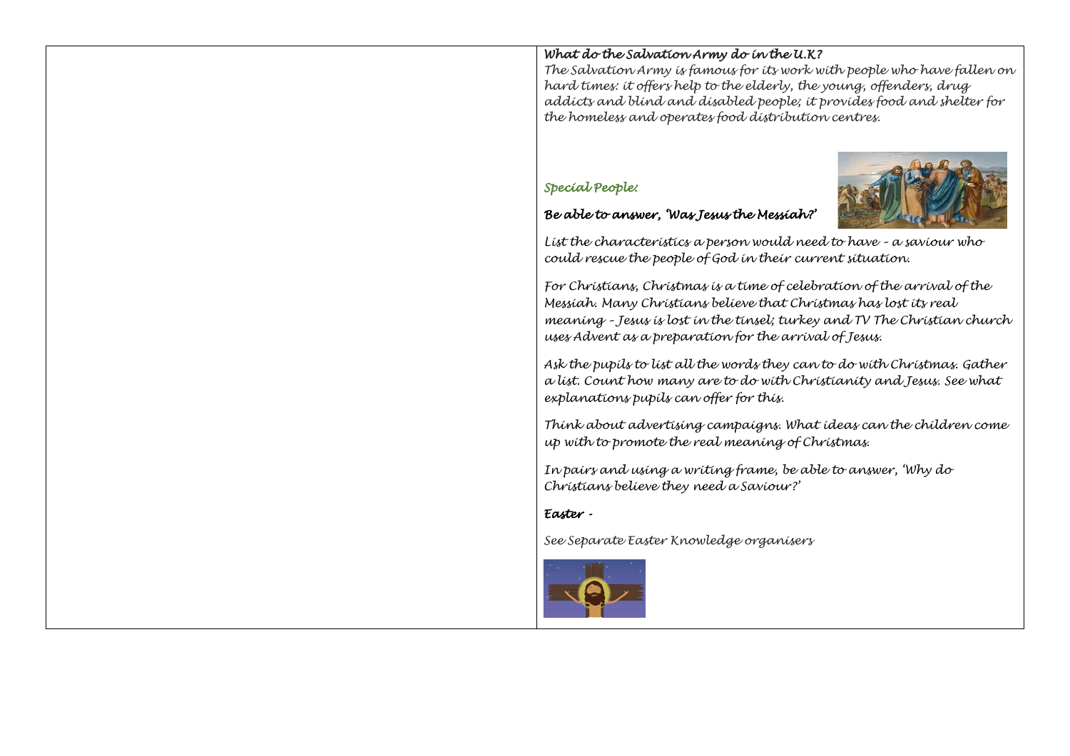***What do the Salvation Army do in the U.K?***

*The Salvation Army is famous for its work with people who have fallen on hard times: it offers help to the elderly, the young, offenders, drug addicts and blind and disabled people; it provides food and shelter for the homeless and operates food distribution centres.*

***Special People:***

***Be able to answer, 'Was Jesus the Messiah?'***

*List the characteristics a person would need to have – a saviour who could rescue the people of God in their current situation.*

*For Christians, Christmas is a time of celebration of the arrival of the Messiah. Many Christians believe that Christmas has lost its real meaning – Jesus is lost in the tinsel; turkey and TV The Christian church uses Advent as a preparation for the arrival of Jesus.*

*Ask the pupils to list all the words they can to do with Christmas. Gather a list. Count how many are to do with Christianity and Jesus. See what explanations pupils can offer for this.*

*Think about advertising campaigns. What ideas can the children come up with to promote the real meaning of Christmas.*

*In pairs and using a writing frame, be able to answer, 'Why do Christians believe they need a Saviour?'*

***Easter -***

*See Separate Easter Knowledge organisers*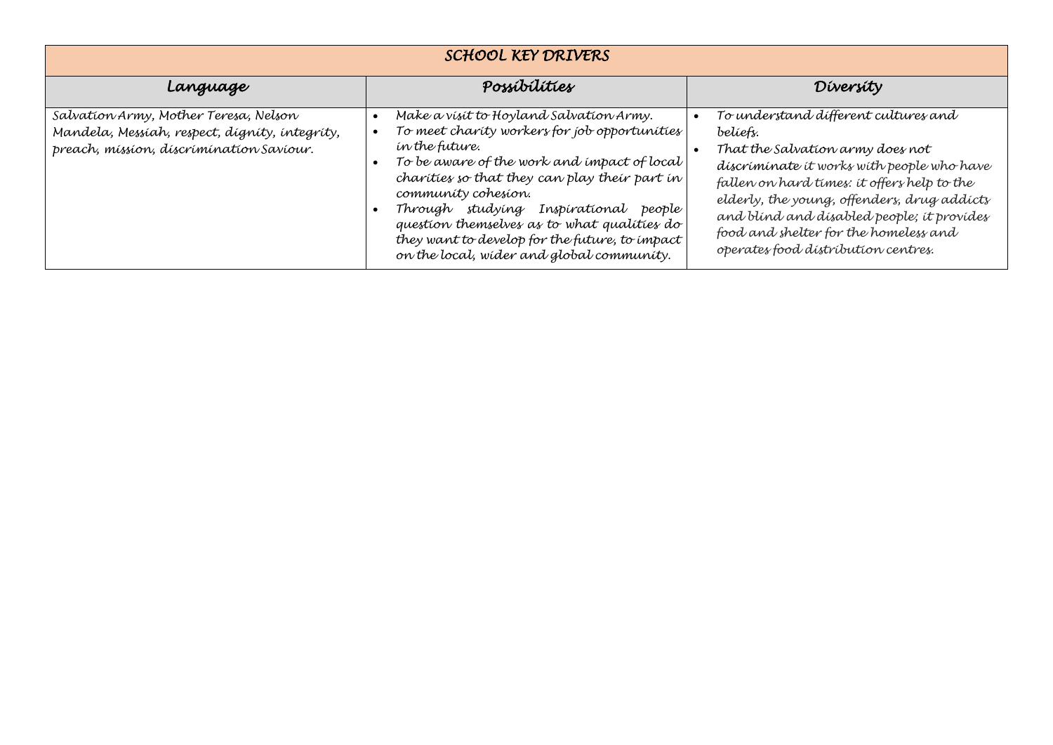| SCHOOL KEY DRIVERS | | |
|---|---|---|
| *Language* | *Possibilities* | *Diversity* |
| *Salvation Army, Mother Teresa, Nelson Mandela, Messiah, respect, dignity, integrity, preach, mission, discrimination Saviour.* | • *Make a visit to Hoyland Salvation Army.*<br>• *To meet charity workers for job opportunities in the future.*<br>• *To be aware of the work and impact of local charities so that they can play their part in community cohesion.*<br>• *Through studying Inspirational people question themselves as to what qualities do they want to develop for the future, to impact on the local, wider and global community.* | • *To understand different cultures and beliefs.*<br>• *That the Salvation army does not discriminate it works with people who have fallen on hard times: it offers help to the elderly, the young, offenders, drug addicts and blind and disabled people; it provides food and shelter for the homeless and operates food distribution centres.* |